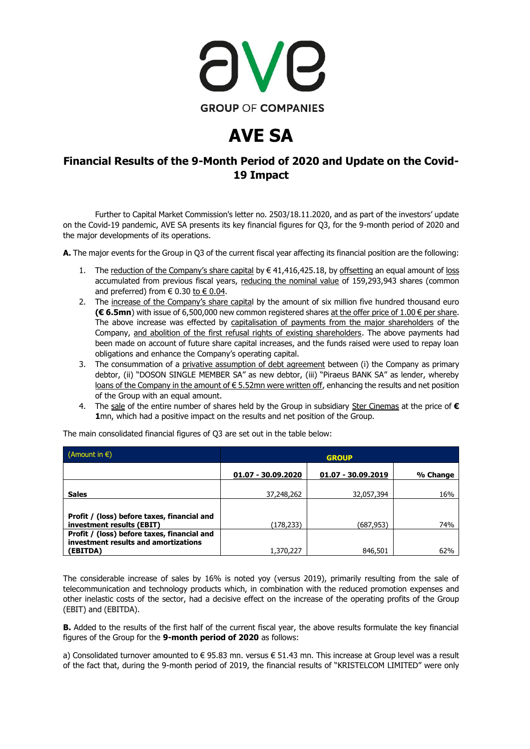# AVE SA

## Financial Results of the 9-Month Period of 2020 and Update on the Covid-19 Impact

Further to Capital Market Commission's letter no. 2503/18.11.2020, and as part of the investors' update on the Covid-19 pandemic, AVE SA presents its key financial figures for Q3, for the 9-month period of 2020 and the major developments of its operations.

**A.** The major events for the Group in Q3 of the current fiscal year affecting its financial position are the following:

1. The reduction of the Company's share capital by € 41,416,425.18, by offsetting an equal amount of loss accumulated from previous fiscal years, reducing the nominal value of 159,293,943 shares (common and preferred) from € 0.30 to € 0.04.
2. The increase of the Company's share capital by the amount of six million five hundred thousand euro **(€ 6.5mn**) with issue of 6,500,000 new common registered shares at the offer price of 1.00 € per share. The above increase was effected by capitalisation of payments from the major shareholders of the Company, and abolition of the first refusal rights of existing shareholders. The above payments had been made on account of future share capital increases, and the funds raised were used to repay loan obligations and enhance the Company's operating capital.
3. The consummation of a privative assumption of debt agreement between (i) the Company as primary debtor, (ii) "DOSON SINGLE MEMBER SA" as new debtor, (iii) "Piraeus BANK SA" as lender, whereby loans of the Company in the amount of € 5.52mn were written off, enhancing the results and net position of the Group with an equal amount.
4. The sale of the entire number of shares held by the Group in subsidiary Ster Cinemas at the price of **€ 1**mn, which had a positive impact on the results and net position of the Group.

The main consolidated financial figures of Q3 are set out in the table below:

| (Amount in €) | GROUP | | |
|---|---|---|---|
| | **01.07 - 30.09.2020** | **01.07 - 30.09.2019** | **% Change** |
| **Sales** | 37,248,262 | 32,057,394 | 16% |
| **Profit / (loss) before taxes, financial and investment results (EBIT)** | (178,233) | (687,953) | 74% |
| **Profit / (loss) before taxes, financial and investment results and amortizations (EBITDA)** | 1,370,227 | 846,501 | 62% |

The considerable increase of sales by 16% is noted yoy (versus 2019), primarily resulting from the sale of telecommunication and technology products which, in combination with the reduced promotion expenses and other inelastic costs of the sector, had a decisive effect on the increase of the operating profits of the Group (EBIT) and (EBITDA).

**B.** Added to the results of the first half of the current fiscal year, the above results formulate the key financial figures of the Group for the **9-month period of 2020** as follows:

a) Consolidated turnover amounted to € 95.83 mn. versus € 51.43 mn. This increase at Group level was a result of the fact that, during the 9-month period of 2019, the financial results of "KRISTELCOM LIMITED" were only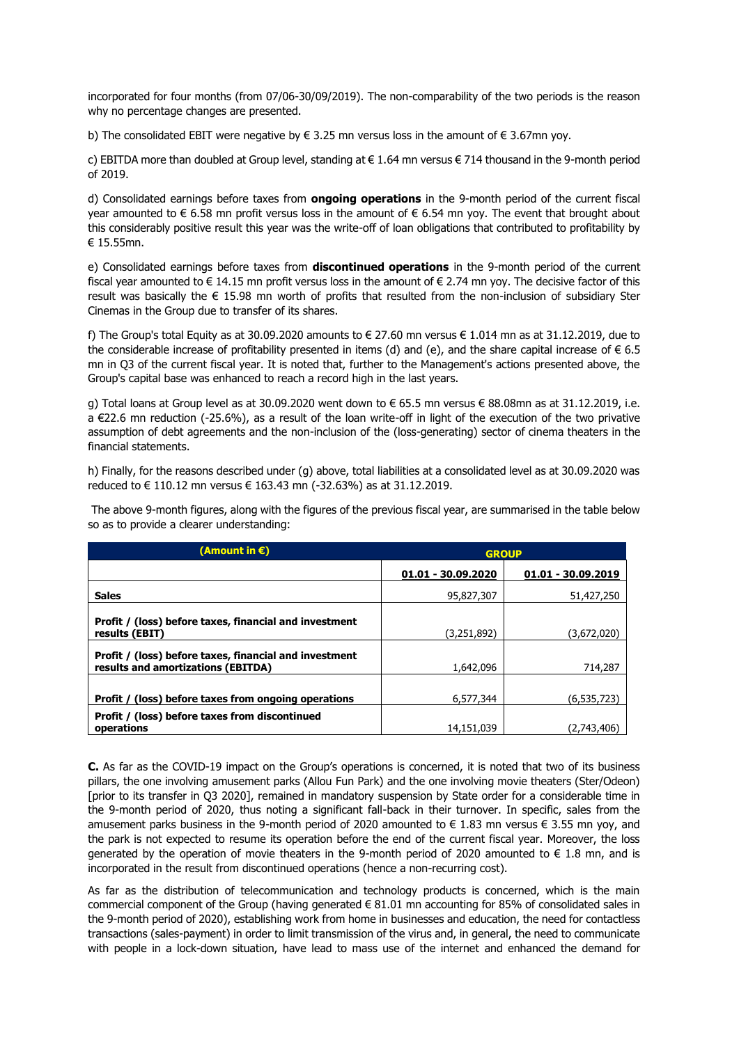incorporated for four months (from 07/06-30/09/2019). The non-comparability of the two periods is the reason why no percentage changes are presented.

b) The consolidated EBIT were negative by € 3.25 mn versus loss in the amount of € 3.67mn yoy.

c) EBITDA more than doubled at Group level, standing at € 1.64 mn versus € 714 thousand in the 9-month period of 2019.

d) Consolidated earnings before taxes from **ongoing operations** in the 9-month period of the current fiscal year amounted to € 6.58 mn profit versus loss in the amount of € 6.54 mn yoy. The event that brought about this considerably positive result this year was the write-off of loan obligations that contributed to profitability by € 15.55mn.

e) Consolidated earnings before taxes from **discontinued operations** in the 9-month period of the current fiscal year amounted to € 14.15 mn profit versus loss in the amount of € 2.74 mn yoy. The decisive factor of this result was basically the € 15.98 mn worth of profits that resulted from the non-inclusion of subsidiary Ster Cinemas in the Group due to transfer of its shares.

f) The Group's total Equity as at 30.09.2020 amounts to € 27.60 mn versus € 1.014 mn as at 31.12.2019, due to the considerable increase of profitability presented in items (d) and (e), and the share capital increase of € 6.5 mn in Q3 of the current fiscal year. It is noted that, further to the Management's actions presented above, the Group's capital base was enhanced to reach a record high in the last years.

g) Total loans at Group level as at 30.09.2020 went down to € 65.5 mn versus € 88.08mn as at 31.12.2019, i.e. a €22.6 mn reduction (-25.6%), as a result of the loan write-off in light of the execution of the two privative assumption of debt agreements and the non-inclusion of the (loss-generating) sector of cinema theaters in the financial statements.

h) Finally, for the reasons described under (g) above, total liabilities at a consolidated level as at 30.09.2020 was reduced to € 110.12 mn versus € 163.43 mn (-32.63%) as at 31.12.2019.

The above 9-month figures, along with the figures of the previous fiscal year, are summarised in the table below so as to provide a clearer understanding:

| (Amount in €) | GROUP | |
|---|---|---|
| | 01.01 - 30.09.2020 | 01.01 - 30.09.2019 |
| **Sales** | 95,827,307 | 51,427,250 |
| **Profit / (loss) before taxes, financial and investment results (EBIT)** | (3,251,892) | (3,672,020) |
| **Profit / (loss) before taxes, financial and investment results and amortizations (EBITDA)** | 1,642,096 | 714,287 |
| **Profit / (loss) before taxes from ongoing operations** | 6,577,344 | (6,535,723) |
| **Profit / (loss) before taxes from discontinued operations** | 14,151,039 | (2,743,406) |

**C.** As far as the COVID-19 impact on the Group's operations is concerned, it is noted that two of its business pillars, the one involving amusement parks (Allou Fun Park) and the one involving movie theaters (Ster/Odeon) [prior to its transfer in Q3 2020], remained in mandatory suspension by State order for a considerable time in the 9-month period of 2020, thus noting a significant fall-back in their turnover. In specific, sales from the amusement parks business in the 9-month period of 2020 amounted to € 1.83 mn versus € 3.55 mn yoy, and the park is not expected to resume its operation before the end of the current fiscal year. Moreover, the loss generated by the operation of movie theaters in the 9-month period of 2020 amounted to € 1.8 mn, and is incorporated in the result from discontinued operations (hence a non-recurring cost).

As far as the distribution of telecommunication and technology products is concerned, which is the main commercial component of the Group (having generated € 81.01 mn accounting for 85% of consolidated sales in the 9-month period of 2020), establishing work from home in businesses and education, the need for contactless transactions (sales-payment) in order to limit transmission of the virus and, in general, the need to communicate with people in a lock-down situation, have lead to mass use of the internet and enhanced the demand for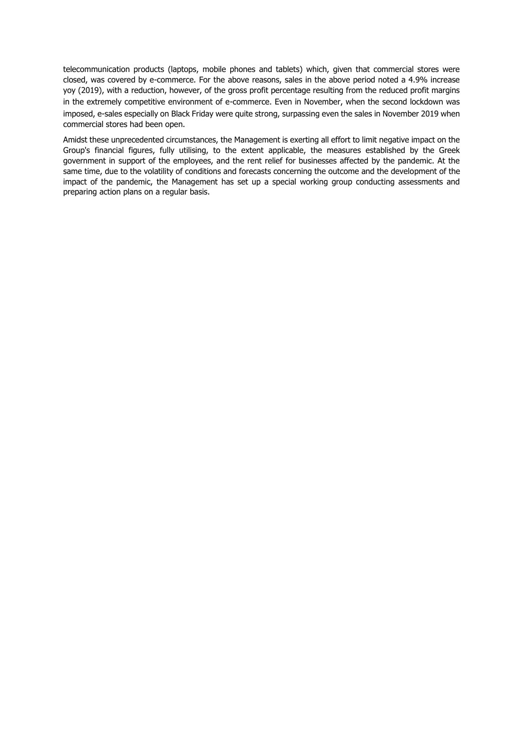telecommunication products (laptops, mobile phones and tablets) which, given that commercial stores were closed, was covered by e-commerce. For the above reasons, sales in the above period noted a 4.9% increase yoy (2019), with a reduction, however, of the gross profit percentage resulting from the reduced profit margins in the extremely competitive environment of e-commerce. Even in November, when the second lockdown was imposed, e-sales especially on Black Friday were quite strong, surpassing even the sales in November 2019 when commercial stores had been open.

Amidst these unprecedented circumstances, the Management is exerting all effort to limit negative impact on the Group's financial figures, fully utilising, to the extent applicable, the measures established by the Greek government in support of the employees, and the rent relief for businesses affected by the pandemic. At the same time, due to the volatility of conditions and forecasts concerning the outcome and the development of the impact of the pandemic, the Management has set up a special working group conducting assessments and preparing action plans on a regular basis.